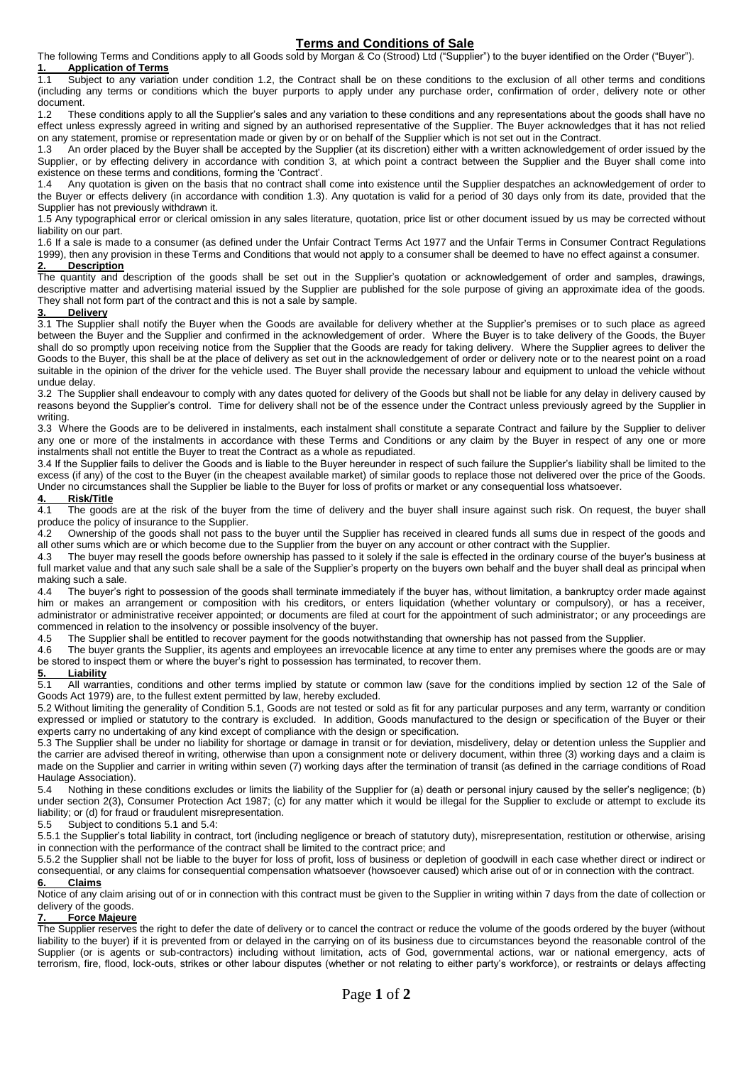# Terms and Conditions of Sale

The following Terms and Conditions apply to all Goods sold by Morgan & Co (Strood) Ltd ("Supplier") to the buyer identified on the Order ("Buyer").

## 1. Application of Terms

1.1 Subject to any variation under condition 1.2, the Contract shall be on these conditions to the exclusion of all other terms and conditions (including any terms or conditions which the buyer purports to apply under any purchase order, confirmation of order, delivery note or other document.

1.2 These conditions apply to all the Supplier's sales and any variation to these conditions and any representations about the goods shall have no effect unless expressly agreed in writing and signed by an authorised representative of the Supplier. The Buyer acknowledges that it has not relied on any statement, promise or representation made or given by or on behalf of the Supplier which is not set out in the Contract.

1.3 An order placed by the Buyer shall be accepted by the Supplier (at its discretion) either with a written acknowledgement of order issued by the Supplier, or by effecting delivery in accordance with condition 3, at which point a contract between the Supplier and the Buyer shall come into existence on these terms and conditions, forming the 'Contract'.

1.4 Any quotation is given on the basis that no contract shall come into existence until the Supplier despatches an acknowledgement of order to the Buyer or effects delivery (in accordance with condition 1.3). Any quotation is valid for a period of 30 days only from its date, provided that the Supplier has not previously withdrawn it.

1.5 Any typographical error or clerical omission in any sales literature, quotation, price list or other document issued by us may be corrected without liability on our part.

1.6 If a sale is made to a consumer (as defined under the Unfair Contract Terms Act 1977 and the Unfair Terms in Consumer Contract Regulations 1999), then any provision in these Terms and Conditions that would not apply to a consumer shall be deemed to have no effect against a consumer.

## 2. Description

The quantity and description of the goods shall be set out in the Supplier's quotation or acknowledgement of order and samples, drawings, descriptive matter and advertising material issued by the Supplier are published for the sole purpose of giving an approximate idea of the goods. They shall not form part of the contract and this is not a sale by sample.

## 3. Delivery

3.1 The Supplier shall notify the Buyer when the Goods are available for delivery whether at the Supplier's premises or to such place as agreed between the Buyer and the Supplier and confirmed in the acknowledgement of order. Where the Buyer is to take delivery of the Goods, the Buyer shall do so promptly upon receiving notice from the Supplier that the Goods are ready for taking delivery. Where the Supplier agrees to deliver the Goods to the Buyer, this shall be at the place of delivery as set out in the acknowledgement of order or delivery note or to the nearest point on a road suitable in the opinion of the driver for the vehicle used. The Buyer shall provide the necessary labour and equipment to unload the vehicle without undue delay.

3.2 The Supplier shall endeavour to comply with any dates quoted for delivery of the Goods but shall not be liable for any delay in delivery caused by reasons beyond the Supplier's control. Time for delivery shall not be of the essence under the Contract unless previously agreed by the Supplier in writing.

3.3 Where the Goods are to be delivered in instalments, each instalment shall constitute a separate Contract and failure by the Supplier to deliver any one or more of the instalments in accordance with these Terms and Conditions or any claim by the Buyer in respect of any one or more instalments shall not entitle the Buyer to treat the Contract as a whole as repudiated.

3.4 If the Supplier fails to deliver the Goods and is liable to the Buyer hereunder in respect of such failure the Supplier's liability shall be limited to the excess (if any) of the cost to the Buyer (in the cheapest available market) of similar goods to replace those not delivered over the price of the Goods. Under no circumstances shall the Supplier be liable to the Buyer for loss of profits or market or any consequential loss whatsoever.

## 4. Risk/Title

4.1 The goods are at the risk of the buyer from the time of delivery and the buyer shall insure against such risk. On request, the buyer shall produce the policy of insurance to the Supplier.

4.2 Ownership of the goods shall not pass to the buyer until the Supplier has received in cleared funds all sums due in respect of the goods and all other sums which are or which become due to the Supplier from the buyer on any account or other contract with the Supplier.

4.3 The buyer may resell the goods before ownership has passed to it solely if the sale is effected in the ordinary course of the buyer's business at full market value and that any such sale shall be a sale of the Supplier's property on the buyers own behalf and the buyer shall deal as principal when making such a sale.

4.4 The buyer's right to possession of the goods shall terminate immediately if the buyer has, without limitation, a bankruptcy order made against him or makes an arrangement or composition with his creditors, or enters liquidation (whether voluntary or compulsory), or has a receiver, administrator or administrative receiver appointed; or documents are filed at court for the appointment of such administrator; or any proceedings are commenced in relation to the insolvency or possible insolvency of the buyer.

4.5 The Supplier shall be entitled to recover payment for the goods notwithstanding that ownership has not passed from the Supplier.

4.6 The buyer grants the Supplier, its agents and employees an irrevocable licence at any time to enter any premises where the goods are or may be stored to inspect them or where the buyer's right to possession has terminated, to recover them.

## 5. Liability

5.1 All warranties, conditions and other terms implied by statute or common law (save for the conditions implied by section 12 of the Sale of Goods Act 1979) are, to the fullest extent permitted by law, hereby excluded.

5.2 Without limiting the generality of Condition 5.1, Goods are not tested or sold as fit for any particular purposes and any term, warranty or condition expressed or implied or statutory to the contrary is excluded. In addition, Goods manufactured to the design or specification of the Buyer or their experts carry no undertaking of any kind except of compliance with the design or specification.

5.3 The Supplier shall be under no liability for shortage or damage in transit or for deviation, misdelivery, delay or detention unless the Supplier and the carrier are advised thereof in writing, otherwise than upon a consignment note or delivery document, within three (3) working days and a claim is made on the Supplier and carrier in writing within seven (7) working days after the termination of transit (as defined in the carriage conditions of Road Haulage Association).

5.4 Nothing in these conditions excludes or limits the liability of the Supplier for (a) death or personal injury caused by the seller's negligence; (b) under section 2(3), Consumer Protection Act 1987; (c) for any matter which it would be illegal for the Supplier to exclude or attempt to exclude its liability; or (d) for fraud or fraudulent misrepresentation.

5.5 Subject to conditions 5.1 and 5.4:

5.5.1 the Supplier's total liability in contract, tort (including negligence or breach of statutory duty), misrepresentation, restitution or otherwise, arising in connection with the performance of the contract shall be limited to the contract price; and

5.5.2 the Supplier shall not be liable to the buyer for loss of profit, loss of business or depletion of goodwill in each case whether direct or indirect or consequential, or any claims for consequential compensation whatsoever (howsoever caused) which arise out of or in connection with the contract.

## 6. Claims

Notice of any claim arising out of or in connection with this contract must be given to the Supplier in writing within 7 days from the date of collection or delivery of the goods.

## 7. Force Majeure

The Supplier reserves the right to defer the date of delivery or to cancel the contract or reduce the volume of the goods ordered by the buyer (without liability to the buyer) if it is prevented from or delayed in the carrying on of its business due to circumstances beyond the reasonable control of the Supplier (or is agents or sub-contractors) including without limitation, acts of God, governmental actions, war or national emergency, acts of terrorism, fire, flood, lock-outs, strikes or other labour disputes (whether or not relating to either party's workforce), or restraints or delays affecting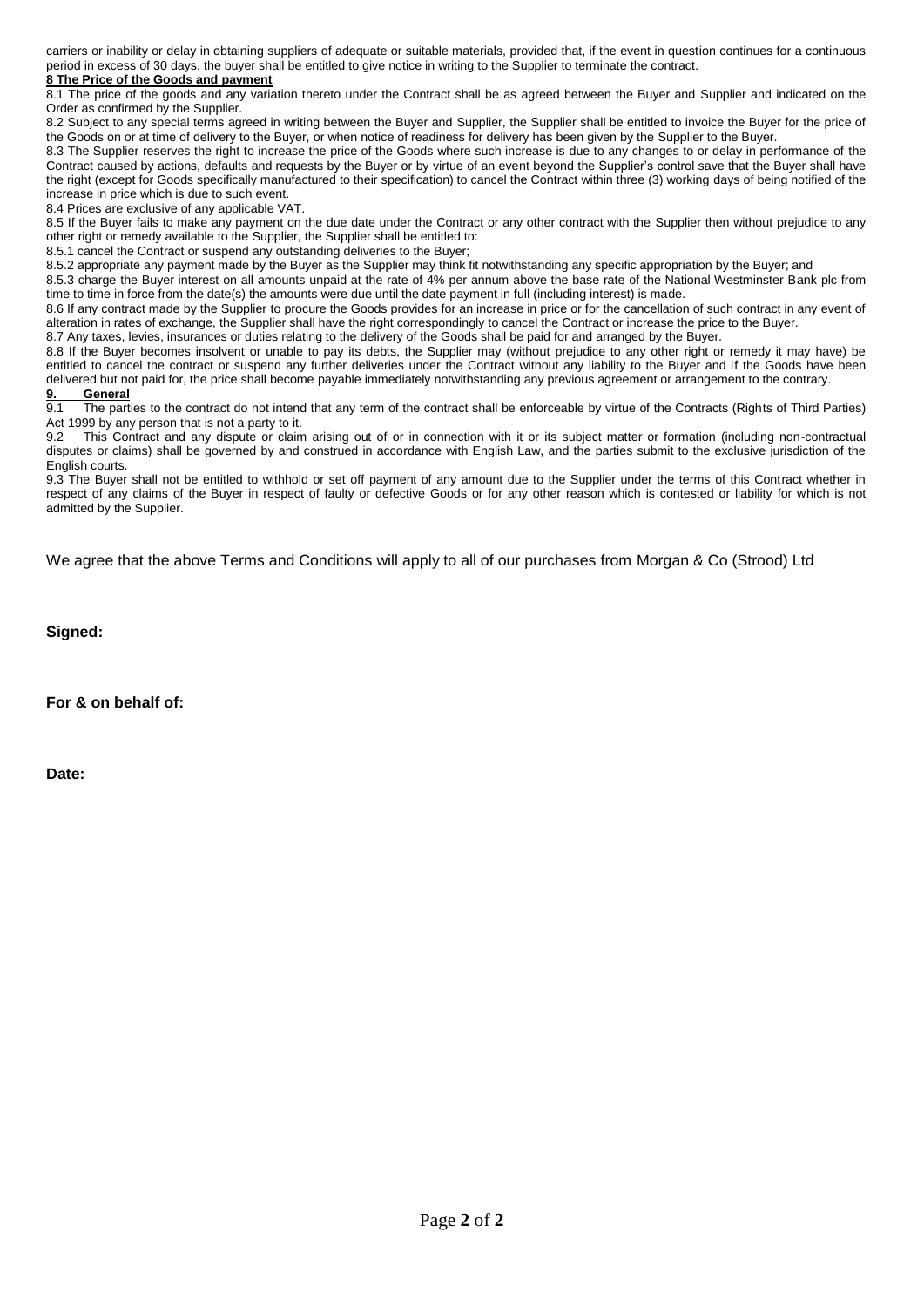carriers or inability or delay in obtaining suppliers of adequate or suitable materials, provided that, if the event in question continues for a continuous period in excess of 30 days, the buyer shall be entitled to give notice in writing to the Supplier to terminate the contract.

**8 The Price of the Goods and payment**

8.1 The price of the goods and any variation thereto under the Contract shall be as agreed between the Buyer and Supplier and indicated on the Order as confirmed by the Supplier.

8.2 Subject to any special terms agreed in writing between the Buyer and Supplier, the Supplier shall be entitled to invoice the Buyer for the price of the Goods on or at time of delivery to the Buyer, or when notice of readiness for delivery has been given by the Supplier to the Buyer.

8.3 The Supplier reserves the right to increase the price of the Goods where such increase is due to any changes to or delay in performance of the Contract caused by actions, defaults and requests by the Buyer or by virtue of an event beyond the Supplier's control save that the Buyer shall have the right (except for Goods specifically manufactured to their specification) to cancel the Contract within three (3) working days of being notified of the increase in price which is due to such event.

8.4 Prices are exclusive of any applicable VAT.

8.5 If the Buyer fails to make any payment on the due date under the Contract or any other contract with the Supplier then without prejudice to any other right or remedy available to the Supplier, the Supplier shall be entitled to:

8.5.1 cancel the Contract or suspend any outstanding deliveries to the Buyer;

8.5.2 appropriate any payment made by the Buyer as the Supplier may think fit notwithstanding any specific appropriation by the Buyer; and

8.5.3 charge the Buyer interest on all amounts unpaid at the rate of 4% per annum above the base rate of the National Westminster Bank plc from time to time in force from the date(s) the amounts were due until the date payment in full (including interest) is made.

8.6 If any contract made by the Supplier to procure the Goods provides for an increase in price or for the cancellation of such contract in any event of alteration in rates of exchange, the Supplier shall have the right correspondingly to cancel the Contract or increase the price to the Buyer.

8.7 Any taxes, levies, insurances or duties relating to the delivery of the Goods shall be paid for and arranged by the Buyer.

8.8 If the Buyer becomes insolvent or unable to pay its debts, the Supplier may (without prejudice to any other right or remedy it may have) be entitled to cancel the contract or suspend any further deliveries under the Contract without any liability to the Buyer and if the Goods have been delivered but not paid for, the price shall become payable immediately notwithstanding any previous agreement or arrangement to the contrary.

**9. General**

9.1 The parties to the contract do not intend that any term of the contract shall be enforceable by virtue of the Contracts (Rights of Third Parties) Act 1999 by any person that is not a party to it.

9.2 This Contract and any dispute or claim arising out of or in connection with it or its subject matter or formation (including non-contractual disputes or claims) shall be governed by and construed in accordance with English Law, and the parties submit to the exclusive jurisdiction of the English courts.

9.3 The Buyer shall not be entitled to withhold or set off payment of any amount due to the Supplier under the terms of this Contract whether in respect of any claims of the Buyer in respect of faulty or defective Goods or for any other reason which is contested or liability for which is not admitted by the Supplier.

We agree that the above Terms and Conditions will apply to all of our purchases from Morgan & Co (Strood) Ltd

**Signed:**

**For & on behalf of:**

**Date:**